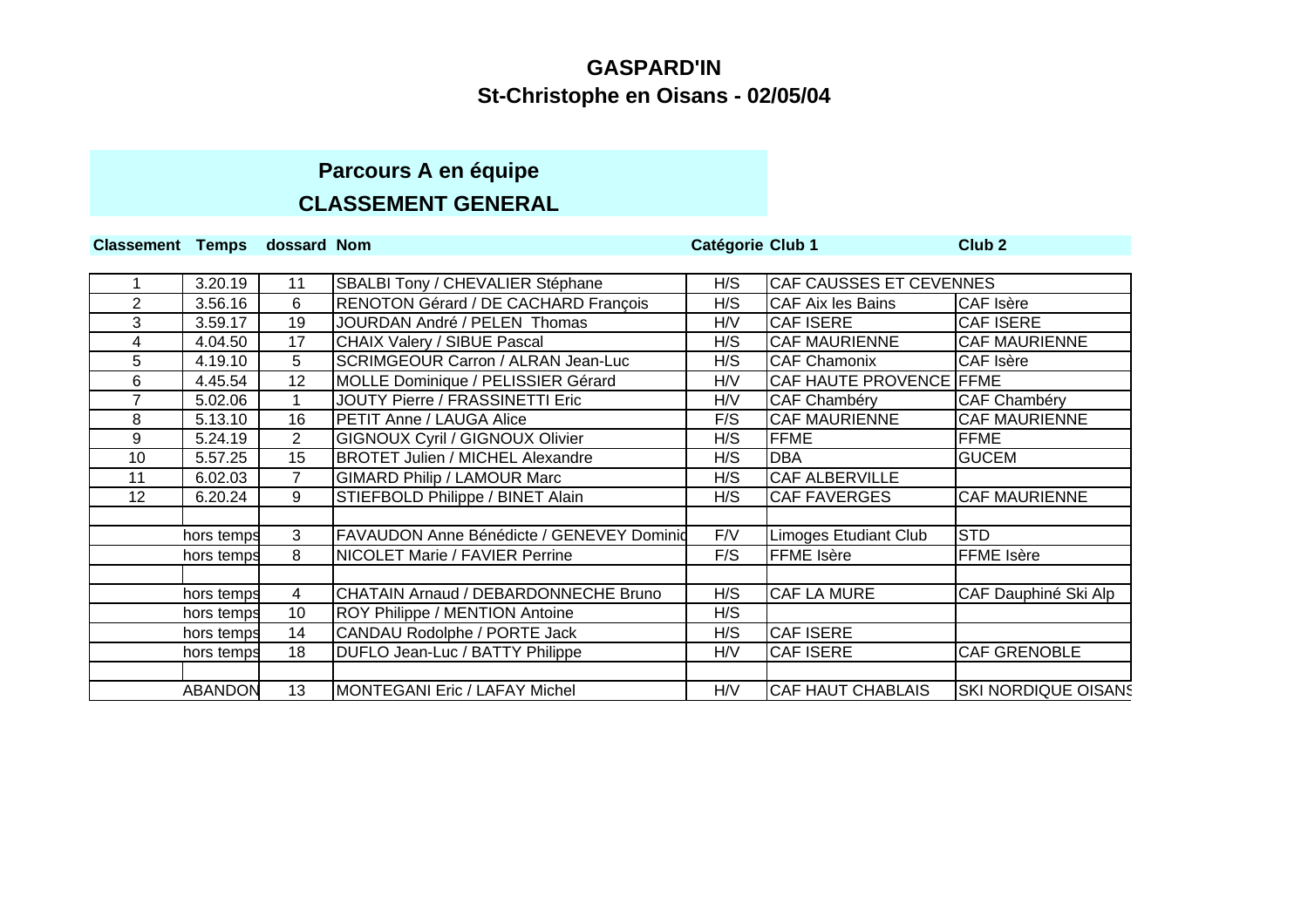# GASPARD'IN

## St-Christophe en Oisans - 02/05/04

### Parcours A en équipe

### CLASSEMENT GENERAL

| Classement | Temps | dossard | Nom | Catégorie | Club 1 | Club 2 |
|---|---|---|---|---|---|---|
| 1 | 3.20.19 | 11 | SBALBI Tony / CHEVALIER Stéphane | H/S | CAF CAUSSES ET CEVENNES | |
| 2 | 3.56.16 | 6 | RENOTON Gérard / DE CACHARD François | H/S | CAF Aix les Bains | CAF Isère |
| 3 | 3.59.17 | 19 | JOURDAN André / PELEN Thomas | H/V | CAF ISERE | CAF ISERE |
| 4 | 4.04.50 | 17 | CHAIX Valery / SIBUE Pascal | H/S | CAF MAURIENNE | CAF MAURIENNE |
| 5 | 4.19.10 | 5 | SCRIMGEOUR Carron / ALRAN Jean-Luc | H/S | CAF Chamonix | CAF Isère |
| 6 | 4.45.54 | 12 | MOLLE Dominique / PELISSIER Gérard | H/V | CAF HAUTE PROVENCE | FFME |
| 7 | 5.02.06 | 1 | JOUTY Pierre / FRASSINETTI Eric | H/V | CAF Chambéry | CAF Chambéry |
| 8 | 5.13.10 | 16 | PETIT Anne / LAUGA Alice | F/S | CAF MAURIENNE | CAF MAURIENNE |
| 9 | 5.24.19 | 2 | GIGNOUX Cyril / GIGNOUX Olivier | H/S | FFME | FFME |
| 10 | 5.57.25 | 15 | BROTET Julien / MICHEL Alexandre | H/S | DBA | GUCEM |
| 11 | 6.02.03 | 7 | GIMARD Philip / LAMOUR Marc | H/S | CAF ALBERVILLE | |
| 12 | 6.20.24 | 9 | STIEFBOLD Philippe / BINET Alain | H/S | CAF FAVERGES | CAF MAURIENNE |
| | | | | | | |
| | hors temps | 3 | FAVAUDON Anne Bénédicte / GENEVEY Dominiq | F/V | Limoges Etudiant Club | STD |
| | hors temps | 8 | NICOLET Marie / FAVIER Perrine | F/S | FFME Isère | FFME Isère |
| | | | | | | |
| | hors temps | 4 | CHATAIN Arnaud / DEBARDONNECHE Bruno | H/S | CAF LA MURE | CAF Dauphiné Ski Alp |
| | hors temps | 10 | ROY Philippe / MENTION Antoine | H/S | | |
| | hors temps | 14 | CANDAU Rodolphe / PORTE Jack | H/S | CAF ISERE | |
| | hors temps | 18 | DUFLO Jean-Luc / BATTY Philippe | H/V | CAF ISERE | CAF GRENOBLE |
| | | | | | | |
| | ABANDON | 13 | MONTEGANI Eric / LAFAY Michel | H/V | CAF HAUT CHABLAIS | SKI NORDIQUE OISANS |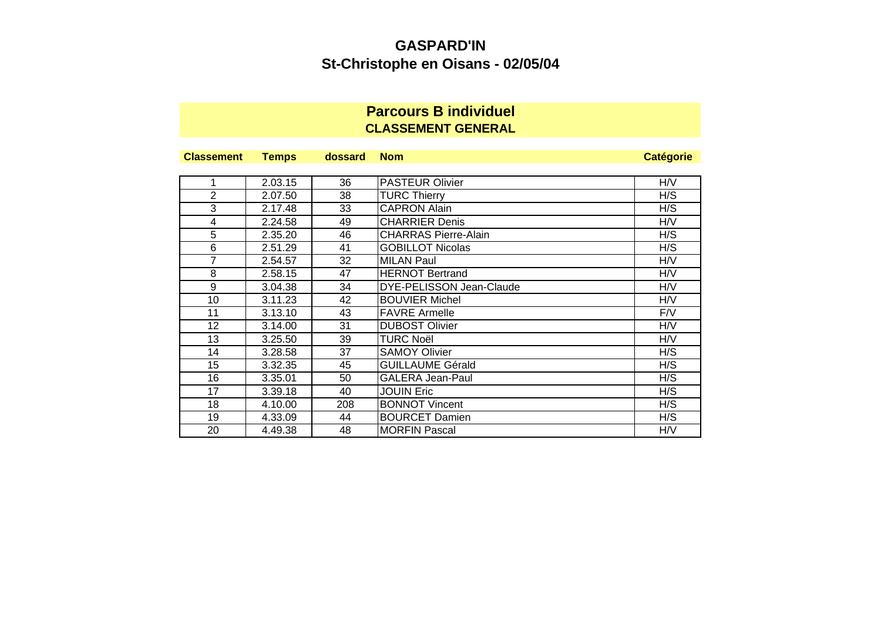# GASPARD'IN

## St-Christophe en Oisans - 02/05/04

### Parcours B individuel

### CLASSEMENT GENERAL

| Classement | Temps | dossard | Nom | Catégorie |
|---|---|---|---|---|
| 1 | 2.03.15 | 36 | PASTEUR Olivier | H/V |
| 2 | 2.07.50 | 38 | TURC Thierry | H/S |
| 3 | 2.17.48 | 33 | CAPRON Alain | H/S |
| 4 | 2.24.58 | 49 | CHARRIER Denis | H/V |
| 5 | 2.35.20 | 46 | CHARRAS Pierre-Alain | H/S |
| 6 | 2.51.29 | 41 | GOBILLOT Nicolas | H/S |
| 7 | 2.54.57 | 32 | MILAN Paul | H/V |
| 8 | 2.58.15 | 47 | HERNOT Bertrand | H/V |
| 9 | 3.04.38 | 34 | DYE-PELISSON Jean-Claude | H/V |
| 10 | 3.11.23 | 42 | BOUVIER Michel | H/V |
| 11 | 3.13.10 | 43 | FAVRE Armelle | F/V |
| 12 | 3.14.00 | 31 | DUBOST Olivier | H/V |
| 13 | 3.25.50 | 39 | TURC Noël | H/V |
| 14 | 3.28.58 | 37 | SAMOY Olivier | H/S |
| 15 | 3.32.35 | 45 | GUILLAUME Gérald | H/S |
| 16 | 3.35.01 | 50 | GALERA Jean-Paul | H/S |
| 17 | 3.39.18 | 40 | JOUIN Eric | H/S |
| 18 | 4.10.00 | 208 | BONNOT Vincent | H/S |
| 19 | 4.33.09 | 44 | BOURCET Damien | H/S |
| 20 | 4.49.38 | 48 | MORFIN Pascal | H/V |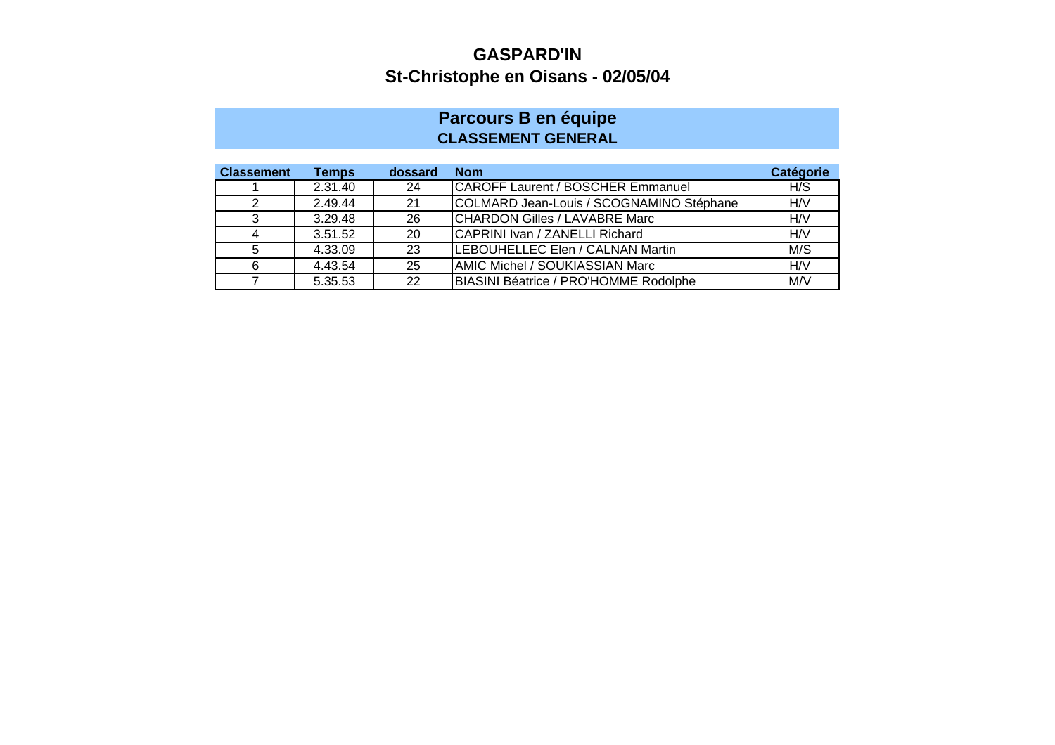# GASPARD'IN

## St-Christophe en Oisans - 02/05/04

### Parcours B en équipe

**CLASSEMENT GENERAL**

| Classement | Temps | dossard | Nom | Catégorie |
|---|---|---|---|---|
| 1 | 2.31.40 | 24 | CAROFF Laurent / BOSCHER Emmanuel | H/S |
| 2 | 2.49.44 | 21 | COLMARD Jean-Louis / SCOGNAMINO Stéphane | H/V |
| 3 | 3.29.48 | 26 | CHARDON Gilles / LAVABRE Marc | H/V |
| 4 | 3.51.52 | 20 | CAPRINI Ivan / ZANELLI Richard | H/V |
| 5 | 4.33.09 | 23 | LEBOUHELLEC Elen / CALNAN Martin | M/S |
| 6 | 4.43.54 | 25 | AMIC Michel / SOUKIASSIAN Marc | H/V |
| 7 | 5.35.53 | 22 | BIASINI Béatrice / PRO'HOMME Rodolphe | M/V |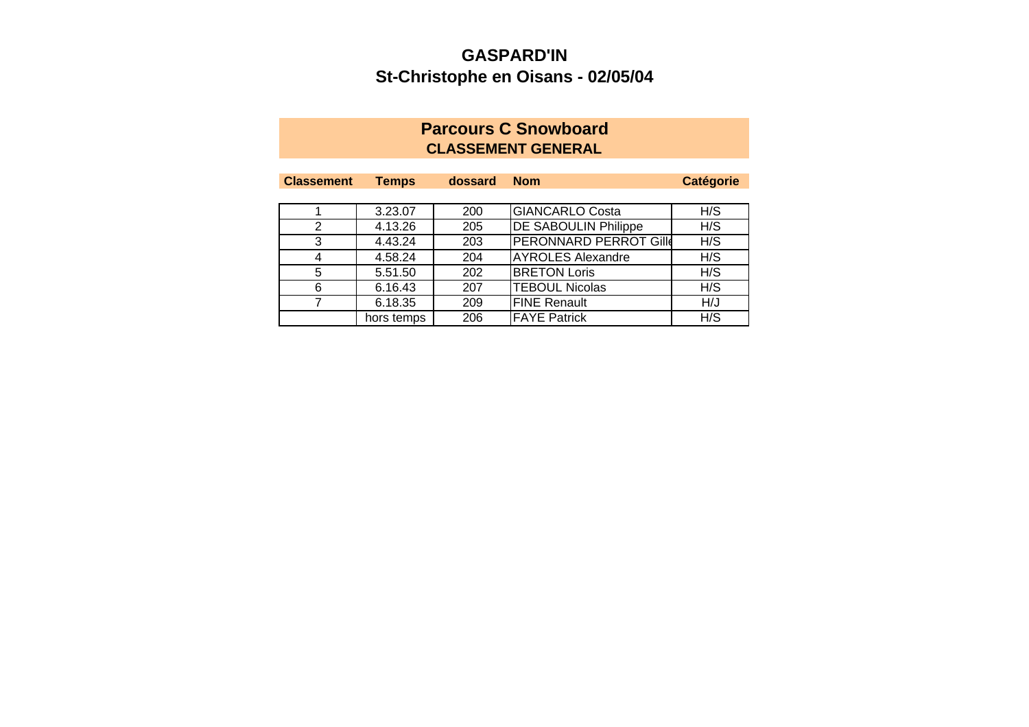# GASPARD'IN

## St-Christophe en Oisans - 02/05/04

## Parcours C Snowboard

### CLASSEMENT GENERAL

| Classement | Temps | dossard | Nom | Catégorie |
|---|---|---|---|---|
| 1 | 3.23.07 | 200 | GIANCARLO Costa | H/S |
| 2 | 4.13.26 | 205 | DE SABOULIN Philippe | H/S |
| 3 | 4.43.24 | 203 | PERONNARD PERROT Gille | H/S |
| 4 | 4.58.24 | 204 | AYROLES Alexandre | H/S |
| 5 | 5.51.50 | 202 | BRETON Loris | H/S |
| 6 | 6.16.43 | 207 | TEBOUL Nicolas | H/S |
| 7 | 6.18.35 | 209 | FINE Renault | H/J |
| | hors temps | 206 | FAYE Patrick | H/S |